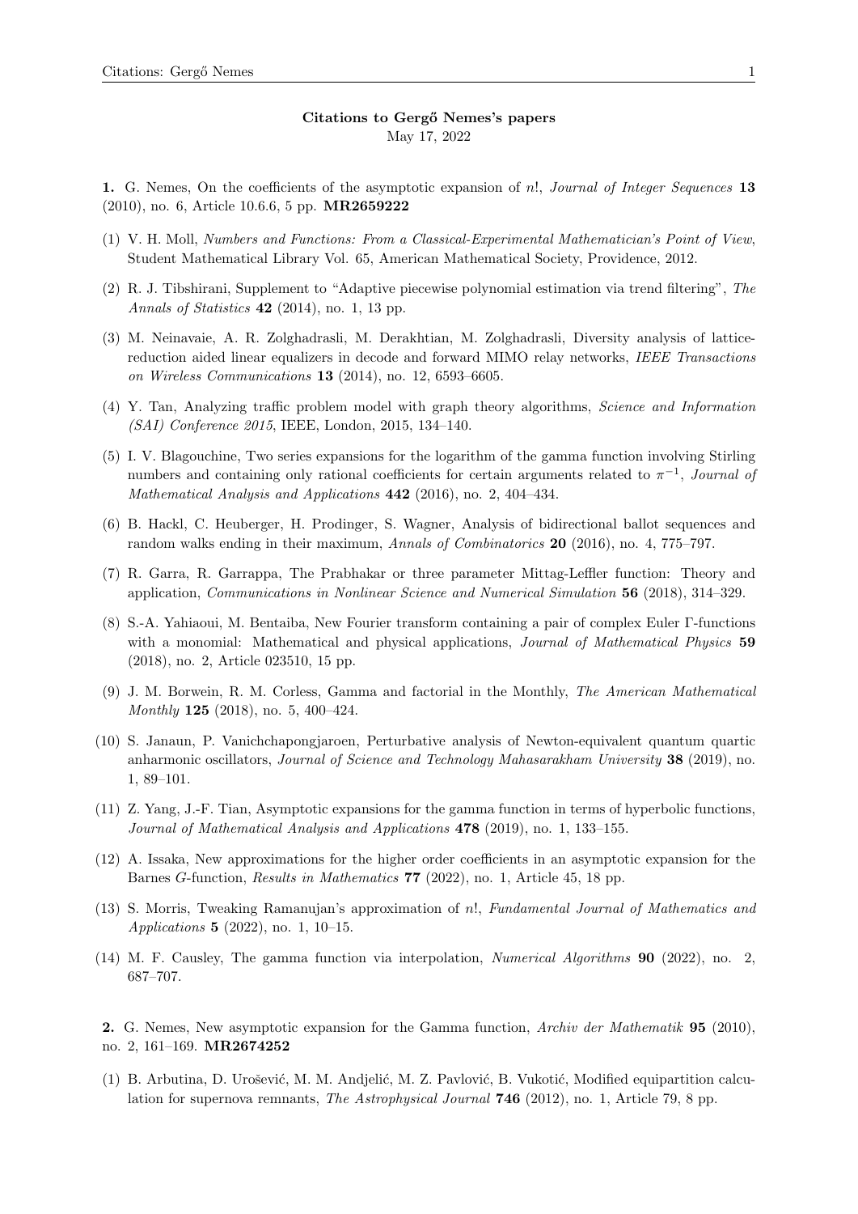**Citations to Gergő Nemes's papers**
May 17, 2022

**1.** G. Nemes, On the coefficients of the asymptotic expansion of $n!$, *Journal of Integer Sequences* **13** (2010), no. 6, Article 10.6.6, 5 pp. **MR2659222**

(1) V. H. Moll, *Numbers and Functions: From a Classical-Experimental Mathematician's Point of View*, Student Mathematical Library Vol. 65, American Mathematical Society, Providence, 2012.

(2) R. J. Tibshirani, Supplement to "Adaptive piecewise polynomial estimation via trend filtering", *The Annals of Statistics* **42** (2014), no. 1, 13 pp.

(3) M. Neinavaie, A. R. Zolghadrasli, M. Derakhtian, M. Zolghadrasli, Diversity analysis of lattice-reduction aided linear equalizers in decode and forward MIMO relay networks, *IEEE Transactions on Wireless Communications* **13** (2014), no. 12, 6593–6605.

(4) Y. Tan, Analyzing traffic problem model with graph theory algorithms, *Science and Information (SAI) Conference 2015*, IEEE, London, 2015, 134–140.

(5) I. V. Blagouchine, Two series expansions for the logarithm of the gamma function involving Stirling numbers and containing only rational coefficients for certain arguments related to $\pi^{-1}$, *Journal of Mathematical Analysis and Applications* **442** (2016), no. 2, 404–434.

(6) B. Hackl, C. Heuberger, H. Prodinger, S. Wagner, Analysis of bidirectional ballot sequences and random walks ending in their maximum, *Annals of Combinatorics* **20** (2016), no. 4, 775–797.

(7) R. Garra, R. Garrappa, The Prabhakar or three parameter Mittag-Leffler function: Theory and application, *Communications in Nonlinear Science and Numerical Simulation* **56** (2018), 314–329.

(8) S.-A. Yahiaoui, M. Bentaiba, New Fourier transform containing a pair of complex Euler $\Gamma$-functions with a monomial: Mathematical and physical applications, *Journal of Mathematical Physics* **59** (2018), no. 2, Article 023510, 15 pp.

(9) J. M. Borwein, R. M. Corless, Gamma and factorial in the Monthly, *The American Mathematical Monthly* **125** (2018), no. 5, 400–424.

(10) S. Janaun, P. Vanichchapongjaroen, Perturbative analysis of Newton-equivalent quantum quartic anharmonic oscillators, *Journal of Science and Technology Mahasarakham University* **38** (2019), no. 1, 89–101.

(11) Z. Yang, J.-F. Tian, Asymptotic expansions for the gamma function in terms of hyperbolic functions, *Journal of Mathematical Analysis and Applications* **478** (2019), no. 1, 133–155.

(12) A. Issaka, New approximations for the higher order coefficients in an asymptotic expansion for the Barnes $G$-function, *Results in Mathematics* **77** (2022), no. 1, Article 45, 18 pp.

(13) S. Morris, Tweaking Ramanujan's approximation of $n!$, *Fundamental Journal of Mathematics and Applications* **5** (2022), no. 1, 10–15.

(14) M. F. Causley, The gamma function via interpolation, *Numerical Algorithms* **90** (2022), no. 2, 687–707.

**2.** G. Nemes, New asymptotic expansion for the Gamma function, *Archiv der Mathematik* **95** (2010), no. 2, 161–169. **MR2674252**

(1) B. Arbutina, D. Urošević, M. M. Andjelić, M. Z. Pavlović, B. Vukotić, Modified equipartition calculation for supernova remnants, *The Astrophysical Journal* **746** (2012), no. 1, Article 79, 8 pp.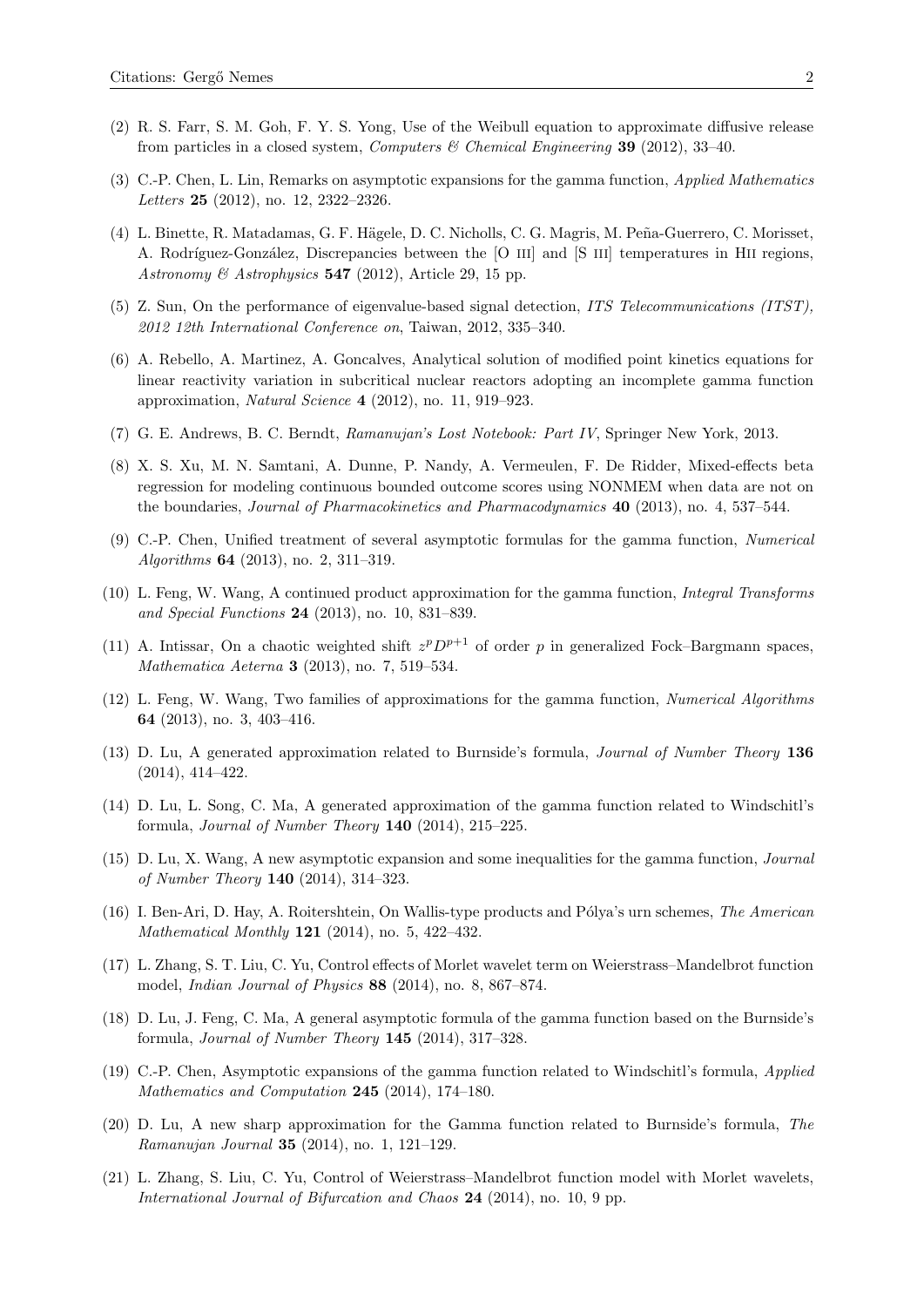(2) R. S. Farr, S. M. Goh, F. Y. S. Yong, Use of the Weibull equation to approximate diffusive release from particles in a closed system, *Computers & Chemical Engineering* **39** (2012), 33–40.

(3) C.-P. Chen, L. Lin, Remarks on asymptotic expansions for the gamma function, *Applied Mathematics Letters* **25** (2012), no. 12, 2322–2326.

(4) L. Binette, R. Matadamas, G. F. Hägele, D. C. Nicholls, C. G. Magris, M. Peña-Guerrero, C. Morisset, A. Rodríguez-González, Discrepancies between the [O III] and [S III] temperatures in HII regions, *Astronomy & Astrophysics* **547** (2012), Article 29, 15 pp.

(5) Z. Sun, On the performance of eigenvalue-based signal detection, *ITS Telecommunications (ITST), 2012 12th International Conference on*, Taiwan, 2012, 335–340.

(6) A. Rebello, A. Martinez, A. Goncalves, Analytical solution of modified point kinetics equations for linear reactivity variation in subcritical nuclear reactors adopting an incomplete gamma function approximation, *Natural Science* **4** (2012), no. 11, 919–923.

(7) G. E. Andrews, B. C. Berndt, *Ramanujan's Lost Notebook: Part IV*, Springer New York, 2013.

(8) X. S. Xu, M. N. Samtani, A. Dunne, P. Nandy, A. Vermeulen, F. De Ridder, Mixed-effects beta regression for modeling continuous bounded outcome scores using NONMEM when data are not on the boundaries, *Journal of Pharmacokinetics and Pharmacodynamics* **40** (2013), no. 4, 537–544.

(9) C.-P. Chen, Unified treatment of several asymptotic formulas for the gamma function, *Numerical Algorithms* **64** (2013), no. 2, 311–319.

(10) L. Feng, W. Wang, A continued product approximation for the gamma function, *Integral Transforms and Special Functions* **24** (2013), no. 10, 831–839.

(11) A. Intissar, On a chaotic weighted shift $z^p D^{p+1}$ of order $p$ in generalized Fock–Bargmann spaces, *Mathematica Aeterna* **3** (2013), no. 7, 519–534.

(12) L. Feng, W. Wang, Two families of approximations for the gamma function, *Numerical Algorithms* **64** (2013), no. 3, 403–416.

(13) D. Lu, A generated approximation related to Burnside's formula, *Journal of Number Theory* **136** (2014), 414–422.

(14) D. Lu, L. Song, C. Ma, A generated approximation of the gamma function related to Windschitl's formula, *Journal of Number Theory* **140** (2014), 215–225.

(15) D. Lu, X. Wang, A new asymptotic expansion and some inequalities for the gamma function, *Journal of Number Theory* **140** (2014), 314–323.

(16) I. Ben-Ari, D. Hay, A. Roitershtein, On Wallis-type products and Pólya's urn schemes, *The American Mathematical Monthly* **121** (2014), no. 5, 422–432.

(17) L. Zhang, S. T. Liu, C. Yu, Control effects of Morlet wavelet term on Weierstrass–Mandelbrot function model, *Indian Journal of Physics* **88** (2014), no. 8, 867–874.

(18) D. Lu, J. Feng, C. Ma, A general asymptotic formula of the gamma function based on the Burnside's formula, *Journal of Number Theory* **145** (2014), 317–328.

(19) C.-P. Chen, Asymptotic expansions of the gamma function related to Windschitl's formula, *Applied Mathematics and Computation* **245** (2014), 174–180.

(20) D. Lu, A new sharp approximation for the Gamma function related to Burnside's formula, *The Ramanujan Journal* **35** (2014), no. 1, 121–129.

(21) L. Zhang, S. Liu, C. Yu, Control of Weierstrass–Mandelbrot function model with Morlet wavelets, *International Journal of Bifurcation and Chaos* **24** (2014), no. 10, 9 pp.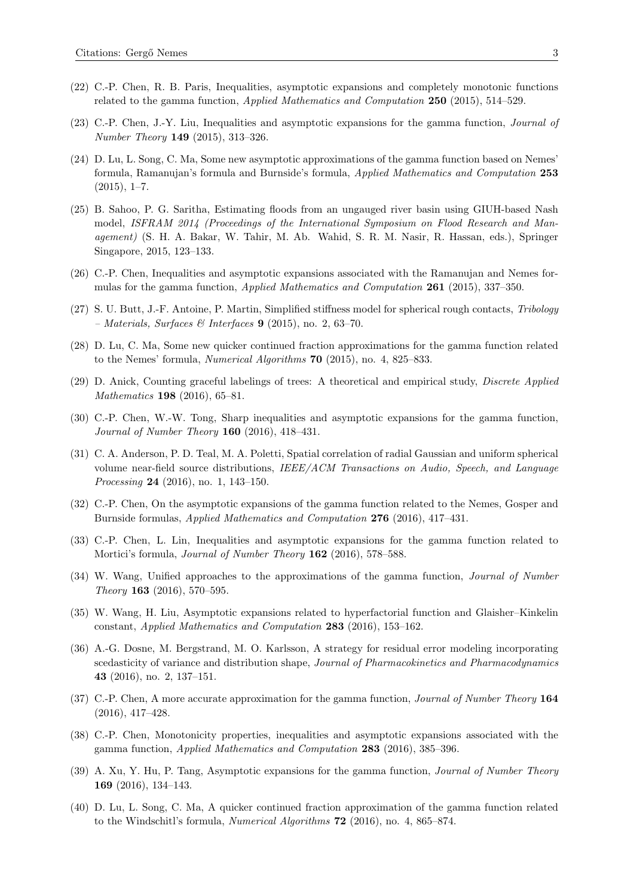(22) C.-P. Chen, R. B. Paris, Inequalities, asymptotic expansions and completely monotonic functions related to the gamma function, *Applied Mathematics and Computation* **250** (2015), 514–529.

(23) C.-P. Chen, J.-Y. Liu, Inequalities and asymptotic expansions for the gamma function, *Journal of Number Theory* **149** (2015), 313–326.

(24) D. Lu, L. Song, C. Ma, Some new asymptotic approximations of the gamma function based on Nemes' formula, Ramanujan's formula and Burnside's formula, *Applied Mathematics and Computation* **253** (2015), 1–7.

(25) B. Sahoo, P. G. Saritha, Estimating floods from an ungauged river basin using GIUH-based Nash model, *ISFRAM 2014 (Proceedings of the International Symposium on Flood Research and Management)* (S. H. A. Bakar, W. Tahir, M. Ab. Wahid, S. R. M. Nasir, R. Hassan, eds.), Springer Singapore, 2015, 123–133.

(26) C.-P. Chen, Inequalities and asymptotic expansions associated with the Ramanujan and Nemes formulas for the gamma function, *Applied Mathematics and Computation* **261** (2015), 337–350.

(27) S. U. Butt, J.-F. Antoine, P. Martin, Simplified stiffness model for spherical rough contacts, *Tribology – Materials, Surfaces & Interfaces* **9** (2015), no. 2, 63–70.

(28) D. Lu, C. Ma, Some new quicker continued fraction approximations for the gamma function related to the Nemes' formula, *Numerical Algorithms* **70** (2015), no. 4, 825–833.

(29) D. Anick, Counting graceful labelings of trees: A theoretical and empirical study, *Discrete Applied Mathematics* **198** (2016), 65–81.

(30) C.-P. Chen, W.-W. Tong, Sharp inequalities and asymptotic expansions for the gamma function, *Journal of Number Theory* **160** (2016), 418–431.

(31) C. A. Anderson, P. D. Teal, M. A. Poletti, Spatial correlation of radial Gaussian and uniform spherical volume near-field source distributions, *IEEE/ACM Transactions on Audio, Speech, and Language Processing* **24** (2016), no. 1, 143–150.

(32) C.-P. Chen, On the asymptotic expansions of the gamma function related to the Nemes, Gosper and Burnside formulas, *Applied Mathematics and Computation* **276** (2016), 417–431.

(33) C.-P. Chen, L. Lin, Inequalities and asymptotic expansions for the gamma function related to Mortici's formula, *Journal of Number Theory* **162** (2016), 578–588.

(34) W. Wang, Unified approaches to the approximations of the gamma function, *Journal of Number Theory* **163** (2016), 570–595.

(35) W. Wang, H. Liu, Asymptotic expansions related to hyperfactorial function and Glaisher–Kinkelin constant, *Applied Mathematics and Computation* **283** (2016), 153–162.

(36) A.-G. Dosne, M. Bergstrand, M. O. Karlsson, A strategy for residual error modeling incorporating scedasticity of variance and distribution shape, *Journal of Pharmacokinetics and Pharmacodynamics* **43** (2016), no. 2, 137–151.

(37) C.-P. Chen, A more accurate approximation for the gamma function, *Journal of Number Theory* **164** (2016), 417–428.

(38) C.-P. Chen, Monotonicity properties, inequalities and asymptotic expansions associated with the gamma function, *Applied Mathematics and Computation* **283** (2016), 385–396.

(39) A. Xu, Y. Hu, P. Tang, Asymptotic expansions for the gamma function, *Journal of Number Theory* **169** (2016), 134–143.

(40) D. Lu, L. Song, C. Ma, A quicker continued fraction approximation of the gamma function related to the Windschitl's formula, *Numerical Algorithms* **72** (2016), no. 4, 865–874.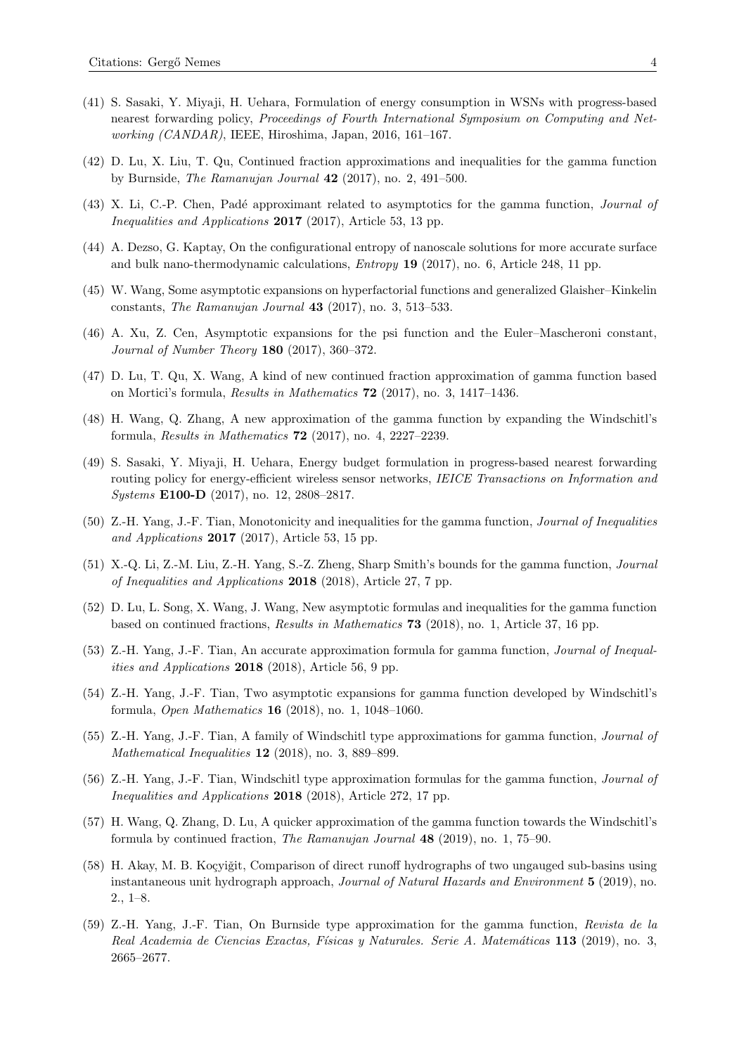(41) S. Sasaki, Y. Miyaji, H. Uehara, Formulation of energy consumption in WSNs with progress-based nearest forwarding policy, *Proceedings of Fourth International Symposium on Computing and Networking (CANDAR)*, IEEE, Hiroshima, Japan, 2016, 161–167.

(42) D. Lu, X. Liu, T. Qu, Continued fraction approximations and inequalities for the gamma function by Burnside, *The Ramanujan Journal* **42** (2017), no. 2, 491–500.

(43) X. Li, C.-P. Chen, Padé approximant related to asymptotics for the gamma function, *Journal of Inequalities and Applications* **2017** (2017), Article 53, 13 pp.

(44) A. Dezso, G. Kaptay, On the configurational entropy of nanoscale solutions for more accurate surface and bulk nano-thermodynamic calculations, *Entropy* **19** (2017), no. 6, Article 248, 11 pp.

(45) W. Wang, Some asymptotic expansions on hyperfactorial functions and generalized Glaisher–Kinkelin constants, *The Ramanujan Journal* **43** (2017), no. 3, 513–533.

(46) A. Xu, Z. Cen, Asymptotic expansions for the psi function and the Euler–Mascheroni constant, *Journal of Number Theory* **180** (2017), 360–372.

(47) D. Lu, T. Qu, X. Wang, A kind of new continued fraction approximation of gamma function based on Mortici's formula, *Results in Mathematics* **72** (2017), no. 3, 1417–1436.

(48) H. Wang, Q. Zhang, A new approximation of the gamma function by expanding the Windschitl's formula, *Results in Mathematics* **72** (2017), no. 4, 2227–2239.

(49) S. Sasaki, Y. Miyaji, H. Uehara, Energy budget formulation in progress-based nearest forwarding routing policy for energy-efficient wireless sensor networks, *IEICE Transactions on Information and Systems* **E100-D** (2017), no. 12, 2808–2817.

(50) Z.-H. Yang, J.-F. Tian, Monotonicity and inequalities for the gamma function, *Journal of Inequalities and Applications* **2017** (2017), Article 53, 15 pp.

(51) X.-Q. Li, Z.-M. Liu, Z.-H. Yang, S.-Z. Zheng, Sharp Smith's bounds for the gamma function, *Journal of Inequalities and Applications* **2018** (2018), Article 27, 7 pp.

(52) D. Lu, L. Song, X. Wang, J. Wang, New asymptotic formulas and inequalities for the gamma function based on continued fractions, *Results in Mathematics* **73** (2018), no. 1, Article 37, 16 pp.

(53) Z.-H. Yang, J.-F. Tian, An accurate approximation formula for gamma function, *Journal of Inequalities and Applications* **2018** (2018), Article 56, 9 pp.

(54) Z.-H. Yang, J.-F. Tian, Two asymptotic expansions for gamma function developed by Windschitl's formula, *Open Mathematics* **16** (2018), no. 1, 1048–1060.

(55) Z.-H. Yang, J.-F. Tian, A family of Windschitl type approximations for gamma function, *Journal of Mathematical Inequalities* **12** (2018), no. 3, 889–899.

(56) Z.-H. Yang, J.-F. Tian, Windschitl type approximation formulas for the gamma function, *Journal of Inequalities and Applications* **2018** (2018), Article 272, 17 pp.

(57) H. Wang, Q. Zhang, D. Lu, A quicker approximation of the gamma function towards the Windschitl's formula by continued fraction, *The Ramanujan Journal* **48** (2019), no. 1, 75–90.

(58) H. Akay, M. B. Koçyiğit, Comparison of direct runoff hydrographs of two ungauged sub-basins using instantaneous unit hydrograph approach, *Journal of Natural Hazards and Environment* **5** (2019), no. 2., 1–8.

(59) Z.-H. Yang, J.-F. Tian, On Burnside type approximation for the gamma function, *Revista de la Real Academia de Ciencias Exactas, Físicas y Naturales. Serie A. Matemáticas* **113** (2019), no. 3, 2665–2677.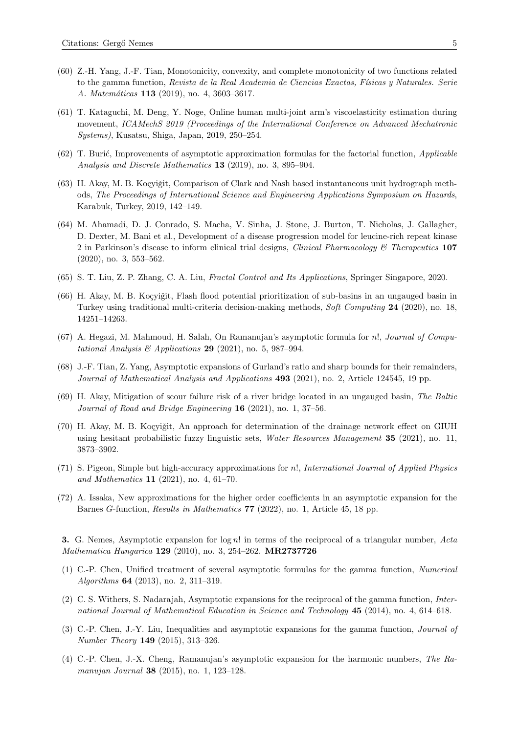(60) Z.-H. Yang, J.-F. Tian, Monotonicity, convexity, and complete monotonicity of two functions related to the gamma function, *Revista de la Real Academia de Ciencias Exactas, Físicas y Naturales. Serie A. Matemáticas* **113** (2019), no. 4, 3603–3617.

(61) T. Kataguchi, M. Deng, Y. Noge, Online human multi-joint arm's viscoelasticity estimation during movement, *ICAMechS 2019 (Proceedings of the International Conference on Advanced Mechatronic Systems)*, Kusatsu, Shiga, Japan, 2019, 250–254.

(62) T. Burić, Improvements of asymptotic approximation formulas for the factorial function, *Applicable Analysis and Discrete Mathematics* **13** (2019), no. 3, 895–904.

(63) H. Akay, M. B. Koçyiğit, Comparison of Clark and Nash based instantaneous unit hydrograph methods, *The Proceedings of International Science and Engineering Applications Symposium on Hazards*, Karabuk, Turkey, 2019, 142–149.

(64) M. Ahamadi, D. J. Conrado, S. Macha, V. Sinha, J. Stone, J. Burton, T. Nicholas, J. Gallagher, D. Dexter, M. Bani et al., Development of a disease progression model for leucine-rich repeat kinase 2 in Parkinson's disease to inform clinical trial designs, *Clinical Pharmacology & Therapeutics* **107** (2020), no. 3, 553–562.

(65) S. T. Liu, Z. P. Zhang, C. A. Liu, *Fractal Control and Its Applications*, Springer Singapore, 2020.

(66) H. Akay, M. B. Koçyiğit, Flash flood potential prioritization of sub-basins in an ungauged basin in Turkey using traditional multi-criteria decision-making methods, *Soft Computing* **24** (2020), no. 18, 14251–14263.

(67) A. Hegazi, M. Mahmoud, H. Salah, On Ramanujan's asymptotic formula for $n!$, *Journal of Computational Analysis & Applications* **29** (2021), no. 5, 987–994.

(68) J.-F. Tian, Z. Yang, Asymptotic expansions of Gurland's ratio and sharp bounds for their remainders, *Journal of Mathematical Analysis and Applications* **493** (2021), no. 2, Article 124545, 19 pp.

(69) H. Akay, Mitigation of scour failure risk of a river bridge located in an ungauged basin, *The Baltic Journal of Road and Bridge Engineering* **16** (2021), no. 1, 37–56.

(70) H. Akay, M. B. Koçyiğit, An approach for determination of the drainage network effect on GIUH using hesitant probabilistic fuzzy linguistic sets, *Water Resources Management* **35** (2021), no. 11, 3873–3902.

(71) S. Pigeon, Simple but high-accuracy approximations for $n!$, *International Journal of Applied Physics and Mathematics* **11** (2021), no. 4, 61–70.

(72) A. Issaka, New approximations for the higher order coefficients in an asymptotic expansion for the Barnes $G$-function, *Results in Mathematics* **77** (2022), no. 1, Article 45, 18 pp.

**3.** G. Nemes, Asymptotic expansion for $\log n!$ in terms of the reciprocal of a triangular number, *Acta Mathematica Hungarica* **129** (2010), no. 3, 254–262. **MR2737726**

(1) C.-P. Chen, Unified treatment of several asymptotic formulas for the gamma function, *Numerical Algorithms* **64** (2013), no. 2, 311–319.

(2) C. S. Withers, S. Nadarajah, Asymptotic expansions for the reciprocal of the gamma function, *International Journal of Mathematical Education in Science and Technology* **45** (2014), no. 4, 614–618.

(3) C.-P. Chen, J.-Y. Liu, Inequalities and asymptotic expansions for the gamma function, *Journal of Number Theory* **149** (2015), 313–326.

(4) C.-P. Chen, J.-X. Cheng, Ramanujan's asymptotic expansion for the harmonic numbers, *The Ramanujan Journal* **38** (2015), no. 1, 123–128.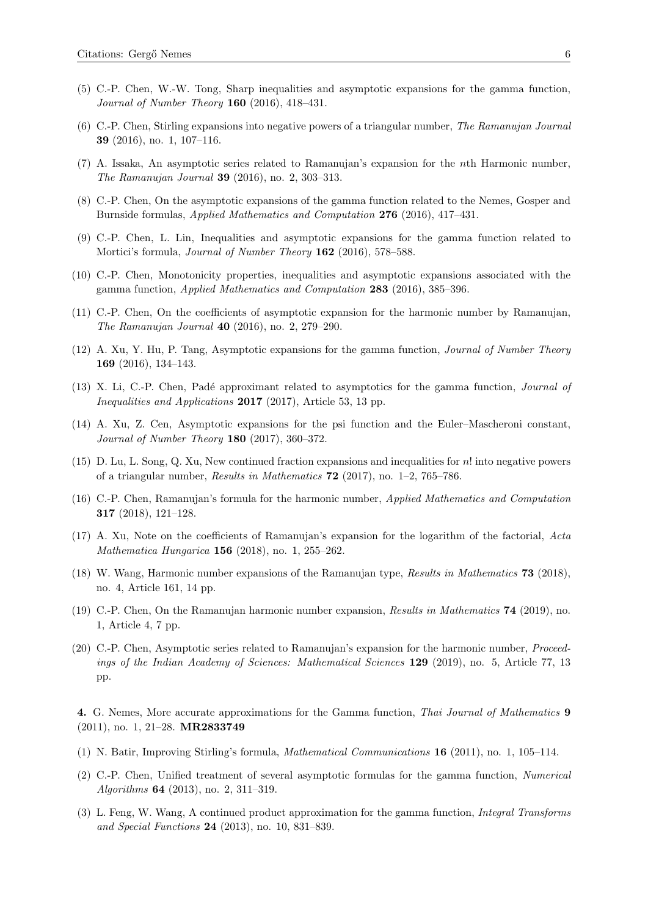(5) C.-P. Chen, W.-W. Tong, Sharp inequalities and asymptotic expansions for the gamma function, *Journal of Number Theory* **160** (2016), 418–431.

(6) C.-P. Chen, Stirling expansions into negative powers of a triangular number, *The Ramanujan Journal* **39** (2016), no. 1, 107–116.

(7) A. Issaka, An asymptotic series related to Ramanujan's expansion for the $n$th Harmonic number, *The Ramanujan Journal* **39** (2016), no. 2, 303–313.

(8) C.-P. Chen, On the asymptotic expansions of the gamma function related to the Nemes, Gosper and Burnside formulas, *Applied Mathematics and Computation* **276** (2016), 417–431.

(9) C.-P. Chen, L. Lin, Inequalities and asymptotic expansions for the gamma function related to Mortici's formula, *Journal of Number Theory* **162** (2016), 578–588.

(10) C.-P. Chen, Monotonicity properties, inequalities and asymptotic expansions associated with the gamma function, *Applied Mathematics and Computation* **283** (2016), 385–396.

(11) C.-P. Chen, On the coefficients of asymptotic expansion for the harmonic number by Ramanujan, *The Ramanujan Journal* **40** (2016), no. 2, 279–290.

(12) A. Xu, Y. Hu, P. Tang, Asymptotic expansions for the gamma function, *Journal of Number Theory* **169** (2016), 134–143.

(13) X. Li, C.-P. Chen, Padé approximant related to asymptotics for the gamma function, *Journal of Inequalities and Applications* **2017** (2017), Article 53, 13 pp.

(14) A. Xu, Z. Cen, Asymptotic expansions for the psi function and the Euler–Mascheroni constant, *Journal of Number Theory* **180** (2017), 360–372.

(15) D. Lu, L. Song, Q. Xu, New continued fraction expansions and inequalities for $n!$ into negative powers of a triangular number, *Results in Mathematics* **72** (2017), no. 1–2, 765–786.

(16) C.-P. Chen, Ramanujan's formula for the harmonic number, *Applied Mathematics and Computation* **317** (2018), 121–128.

(17) A. Xu, Note on the coefficients of Ramanujan's expansion for the logarithm of the factorial, *Acta Mathematica Hungarica* **156** (2018), no. 1, 255–262.

(18) W. Wang, Harmonic number expansions of the Ramanujan type, *Results in Mathematics* **73** (2018), no. 4, Article 161, 14 pp.

(19) C.-P. Chen, On the Ramanujan harmonic number expansion, *Results in Mathematics* **74** (2019), no. 1, Article 4, 7 pp.

(20) C.-P. Chen, Asymptotic series related to Ramanujan's expansion for the harmonic number, *Proceedings of the Indian Academy of Sciences: Mathematical Sciences* **129** (2019), no. 5, Article 77, 13 pp.

**4.** G. Nemes, More accurate approximations for the Gamma function, *Thai Journal of Mathematics* **9** (2011), no. 1, 21–28. **MR2833749**

(1) N. Batir, Improving Stirling's formula, *Mathematical Communications* **16** (2011), no. 1, 105–114.

(2) C.-P. Chen, Unified treatment of several asymptotic formulas for the gamma function, *Numerical Algorithms* **64** (2013), no. 2, 311–319.

(3) L. Feng, W. Wang, A continued product approximation for the gamma function, *Integral Transforms and Special Functions* **24** (2013), no. 10, 831–839.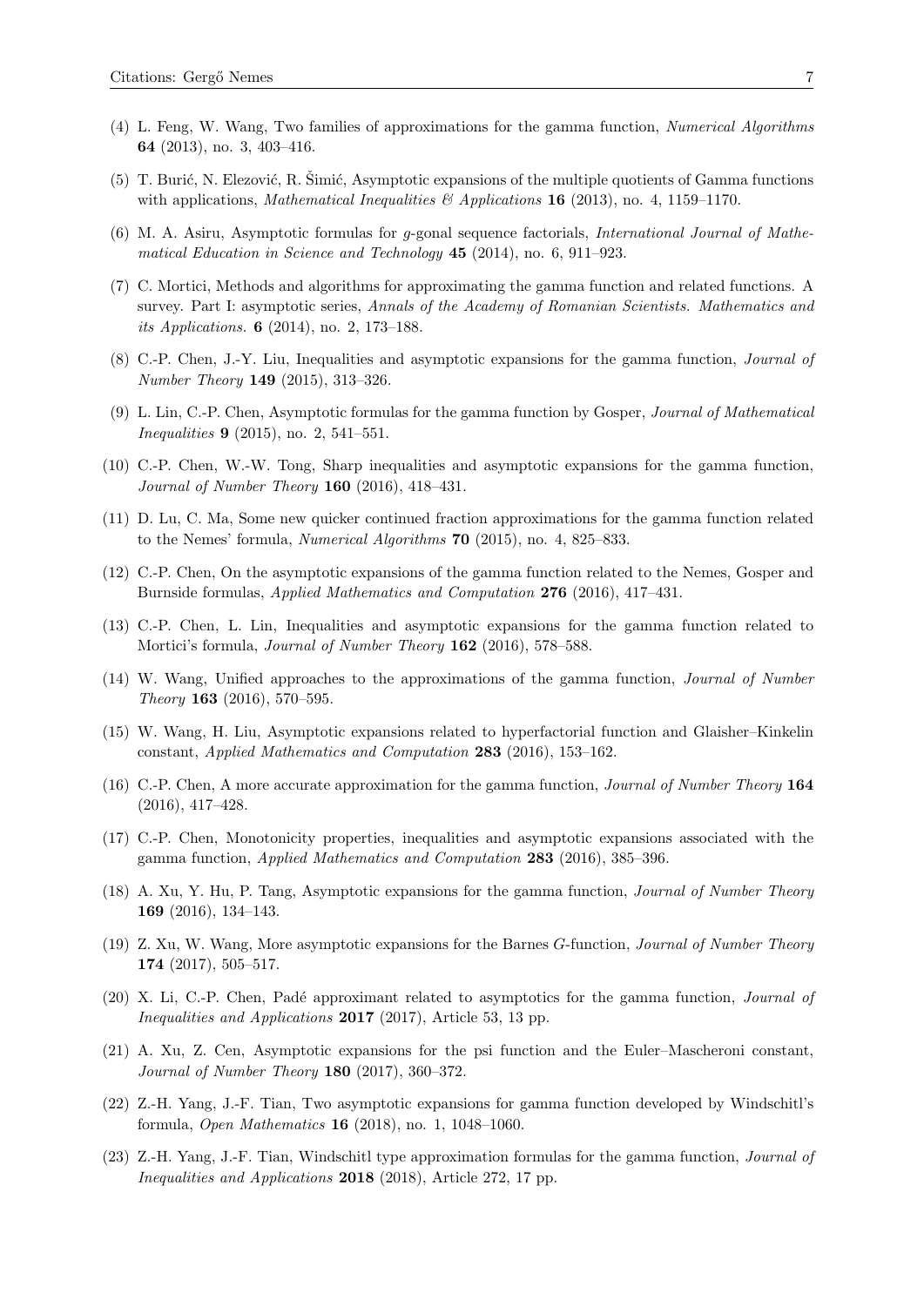(4) L. Feng, W. Wang, Two families of approximations for the gamma function, *Numerical Algorithms* **64** (2013), no. 3, 403–416.

(5) T. Burić, N. Elezović, R. Šimić, Asymptotic expansions of the multiple quotients of Gamma functions with applications, *Mathematical Inequalities & Applications* **16** (2013), no. 4, 1159–1170.

(6) M. A. Asiru, Asymptotic formulas for $g$-gonal sequence factorials, *International Journal of Mathematical Education in Science and Technology* **45** (2014), no. 6, 911–923.

(7) C. Mortici, Methods and algorithms for approximating the gamma function and related functions. A survey. Part I: asymptotic series, *Annals of the Academy of Romanian Scientists. Mathematics and its Applications.* **6** (2014), no. 2, 173–188.

(8) C.-P. Chen, J.-Y. Liu, Inequalities and asymptotic expansions for the gamma function, *Journal of Number Theory* **149** (2015), 313–326.

(9) L. Lin, C.-P. Chen, Asymptotic formulas for the gamma function by Gosper, *Journal of Mathematical Inequalities* **9** (2015), no. 2, 541–551.

(10) C.-P. Chen, W.-W. Tong, Sharp inequalities and asymptotic expansions for the gamma function, *Journal of Number Theory* **160** (2016), 418–431.

(11) D. Lu, C. Ma, Some new quicker continued fraction approximations for the gamma function related to the Nemes' formula, *Numerical Algorithms* **70** (2015), no. 4, 825–833.

(12) C.-P. Chen, On the asymptotic expansions of the gamma function related to the Nemes, Gosper and Burnside formulas, *Applied Mathematics and Computation* **276** (2016), 417–431.

(13) C.-P. Chen, L. Lin, Inequalities and asymptotic expansions for the gamma function related to Mortici's formula, *Journal of Number Theory* **162** (2016), 578–588.

(14) W. Wang, Unified approaches to the approximations of the gamma function, *Journal of Number Theory* **163** (2016), 570–595.

(15) W. Wang, H. Liu, Asymptotic expansions related to hyperfactorial function and Glaisher–Kinkelin constant, *Applied Mathematics and Computation* **283** (2016), 153–162.

(16) C.-P. Chen, A more accurate approximation for the gamma function, *Journal of Number Theory* **164** (2016), 417–428.

(17) C.-P. Chen, Monotonicity properties, inequalities and asymptotic expansions associated with the gamma function, *Applied Mathematics and Computation* **283** (2016), 385–396.

(18) A. Xu, Y. Hu, P. Tang, Asymptotic expansions for the gamma function, *Journal of Number Theory* **169** (2016), 134–143.

(19) Z. Xu, W. Wang, More asymptotic expansions for the Barnes $G$-function, *Journal of Number Theory* **174** (2017), 505–517.

(20) X. Li, C.-P. Chen, Padé approximant related to asymptotics for the gamma function, *Journal of Inequalities and Applications* **2017** (2017), Article 53, 13 pp.

(21) A. Xu, Z. Cen, Asymptotic expansions for the psi function and the Euler–Mascheroni constant, *Journal of Number Theory* **180** (2017), 360–372.

(22) Z.-H. Yang, J.-F. Tian, Two asymptotic expansions for gamma function developed by Windschitl's formula, *Open Mathematics* **16** (2018), no. 1, 1048–1060.

(23) Z.-H. Yang, J.-F. Tian, Windschitl type approximation formulas for the gamma function, *Journal of Inequalities and Applications* **2018** (2018), Article 272, 17 pp.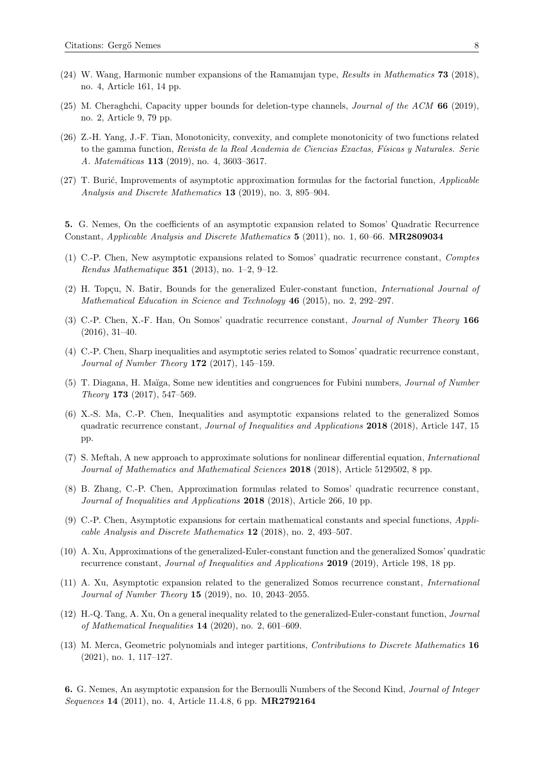(24) W. Wang, Harmonic number expansions of the Ramanujan type, *Results in Mathematics* **73** (2018), no. 4, Article 161, 14 pp.

(25) M. Cheraghchi, Capacity upper bounds for deletion-type channels, *Journal of the ACM* **66** (2019), no. 2, Article 9, 79 pp.

(26) Z.-H. Yang, J.-F. Tian, Monotonicity, convexity, and complete monotonicity of two functions related to the gamma function, *Revista de la Real Academia de Ciencias Exactas, Físicas y Naturales. Serie A. Matemáticas* **113** (2019), no. 4, 3603–3617.

(27) T. Burić, Improvements of asymptotic approximation formulas for the factorial function, *Applicable Analysis and Discrete Mathematics* **13** (2019), no. 3, 895–904.

**5.** G. Nemes, On the coefficients of an asymptotic expansion related to Somos' Quadratic Recurrence Constant, *Applicable Analysis and Discrete Mathematics* **5** (2011), no. 1, 60–66. **MR2809034**

(1) C.-P. Chen, New asymptotic expansions related to Somos' quadratic recurrence constant, *Comptes Rendus Mathematique* **351** (2013), no. 1–2, 9–12.

(2) H. Topçu, N. Batir, Bounds for the generalized Euler-constant function, *International Journal of Mathematical Education in Science and Technology* **46** (2015), no. 2, 292–297.

(3) C.-P. Chen, X.-F. Han, On Somos' quadratic recurrence constant, *Journal of Number Theory* **166** (2016), 31–40.

(4) C.-P. Chen, Sharp inequalities and asymptotic series related to Somos' quadratic recurrence constant, *Journal of Number Theory* **172** (2017), 145–159.

(5) T. Diagana, H. Maïga, Some new identities and congruences for Fubini numbers, *Journal of Number Theory* **173** (2017), 547–569.

(6) X.-S. Ma, C.-P. Chen, Inequalities and asymptotic expansions related to the generalized Somos quadratic recurrence constant, *Journal of Inequalities and Applications* **2018** (2018), Article 147, 15 pp.

(7) S. Meftah, A new approach to approximate solutions for nonlinear differential equation, *International Journal of Mathematics and Mathematical Sciences* **2018** (2018), Article 5129502, 8 pp.

(8) B. Zhang, C.-P. Chen, Approximation formulas related to Somos' quadratic recurrence constant, *Journal of Inequalities and Applications* **2018** (2018), Article 266, 10 pp.

(9) C.-P. Chen, Asymptotic expansions for certain mathematical constants and special functions, *Applicable Analysis and Discrete Mathematics* **12** (2018), no. 2, 493–507.

(10) A. Xu, Approximations of the generalized-Euler-constant function and the generalized Somos' quadratic recurrence constant, *Journal of Inequalities and Applications* **2019** (2019), Article 198, 18 pp.

(11) A. Xu, Asymptotic expansion related to the generalized Somos recurrence constant, *International Journal of Number Theory* **15** (2019), no. 10, 2043–2055.

(12) H.-Q. Tang, A. Xu, On a general inequality related to the generalized-Euler-constant function, *Journal of Mathematical Inequalities* **14** (2020), no. 2, 601–609.

(13) M. Merca, Geometric polynomials and integer partitions, *Contributions to Discrete Mathematics* **16** (2021), no. 1, 117–127.

**6.** G. Nemes, An asymptotic expansion for the Bernoulli Numbers of the Second Kind, *Journal of Integer Sequences* **14** (2011), no. 4, Article 11.4.8, 6 pp. **MR2792164**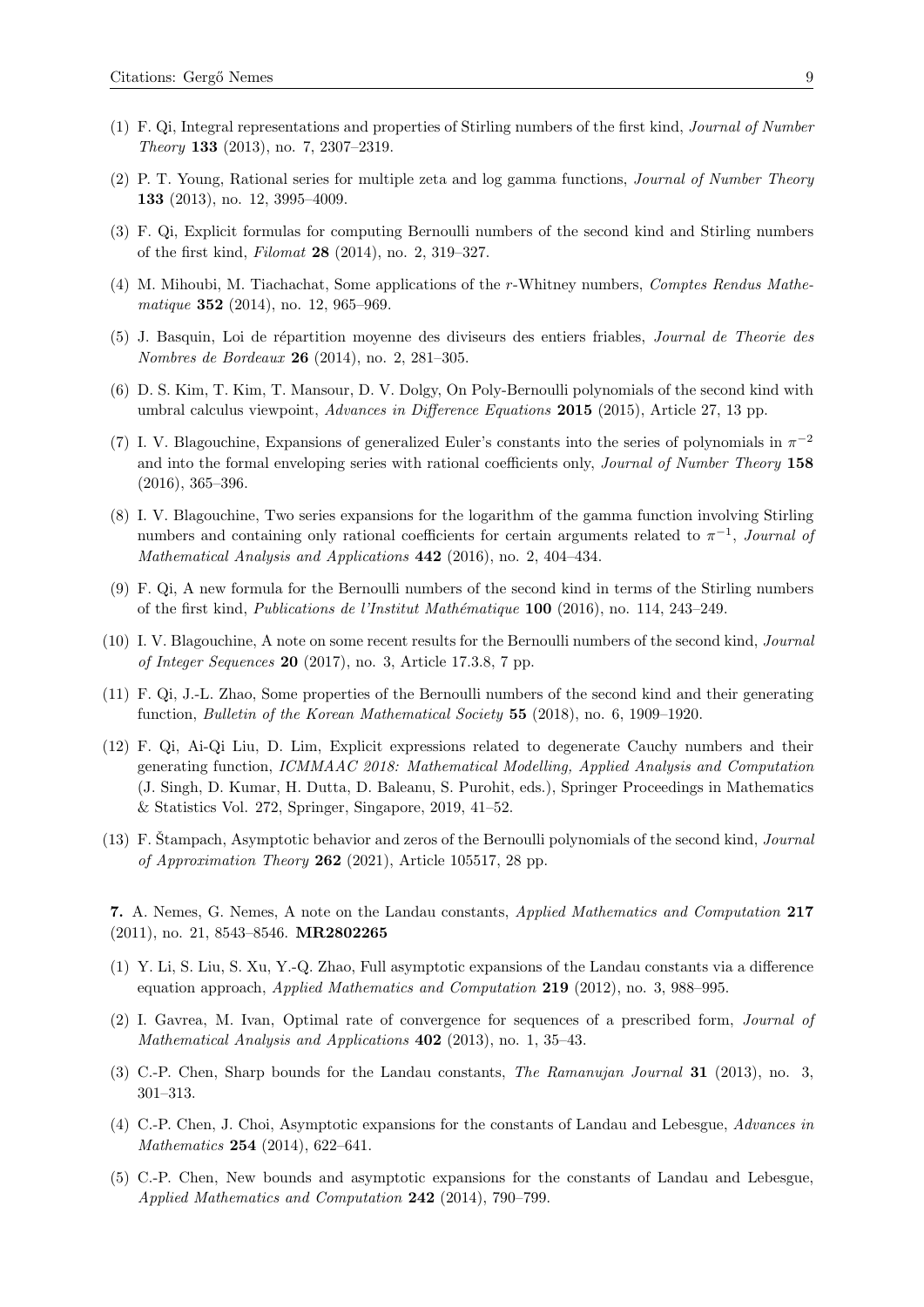(1) F. Qi, Integral representations and properties of Stirling numbers of the first kind, *Journal of Number Theory* **133** (2013), no. 7, 2307–2319.

(2) P. T. Young, Rational series for multiple zeta and log gamma functions, *Journal of Number Theory* **133** (2013), no. 12, 3995–4009.

(3) F. Qi, Explicit formulas for computing Bernoulli numbers of the second kind and Stirling numbers of the first kind, *Filomat* **28** (2014), no. 2, 319–327.

(4) M. Mihoubi, M. Tiachachat, Some applications of the $r$-Whitney numbers, *Comptes Rendus Mathematique* **352** (2014), no. 12, 965–969.

(5) J. Basquin, Loi de répartition moyenne des diviseurs des entiers friables, *Journal de Theorie des Nombres de Bordeaux* **26** (2014), no. 2, 281–305.

(6) D. S. Kim, T. Kim, T. Mansour, D. V. Dolgy, On Poly-Bernoulli polynomials of the second kind with umbral calculus viewpoint, *Advances in Difference Equations* **2015** (2015), Article 27, 13 pp.

(7) I. V. Blagouchine, Expansions of generalized Euler's constants into the series of polynomials in $\pi^{-2}$ and into the formal enveloping series with rational coefficients only, *Journal of Number Theory* **158** (2016), 365–396.

(8) I. V. Blagouchine, Two series expansions for the logarithm of the gamma function involving Stirling numbers and containing only rational coefficients for certain arguments related to $\pi^{-1}$, *Journal of Mathematical Analysis and Applications* **442** (2016), no. 2, 404–434.

(9) F. Qi, A new formula for the Bernoulli numbers of the second kind in terms of the Stirling numbers of the first kind, *Publications de l'Institut Mathématique* **100** (2016), no. 114, 243–249.

(10) I. V. Blagouchine, A note on some recent results for the Bernoulli numbers of the second kind, *Journal of Integer Sequences* **20** (2017), no. 3, Article 17.3.8, 7 pp.

(11) F. Qi, J.-L. Zhao, Some properties of the Bernoulli numbers of the second kind and their generating function, *Bulletin of the Korean Mathematical Society* **55** (2018), no. 6, 1909–1920.

(12) F. Qi, Ai-Qi Liu, D. Lim, Explicit expressions related to degenerate Cauchy numbers and their generating function, *ICMMAAC 2018: Mathematical Modelling, Applied Analysis and Computation* (J. Singh, D. Kumar, H. Dutta, D. Baleanu, S. Purohit, eds.), Springer Proceedings in Mathematics & Statistics Vol. 272, Springer, Singapore, 2019, 41–52.

(13) F. Štampach, Asymptotic behavior and zeros of the Bernoulli polynomials of the second kind, *Journal of Approximation Theory* **262** (2021), Article 105517, 28 pp.

**7.** A. Nemes, G. Nemes, A note on the Landau constants, *Applied Mathematics and Computation* **217** (2011), no. 21, 8543–8546. **MR2802265**

(1) Y. Li, S. Liu, S. Xu, Y.-Q. Zhao, Full asymptotic expansions of the Landau constants via a difference equation approach, *Applied Mathematics and Computation* **219** (2012), no. 3, 988–995.

(2) I. Gavrea, M. Ivan, Optimal rate of convergence for sequences of a prescribed form, *Journal of Mathematical Analysis and Applications* **402** (2013), no. 1, 35–43.

(3) C.-P. Chen, Sharp bounds for the Landau constants, *The Ramanujan Journal* **31** (2013), no. 3, 301–313.

(4) C.-P. Chen, J. Choi, Asymptotic expansions for the constants of Landau and Lebesgue, *Advances in Mathematics* **254** (2014), 622–641.

(5) C.-P. Chen, New bounds and asymptotic expansions for the constants of Landau and Lebesgue, *Applied Mathematics and Computation* **242** (2014), 790–799.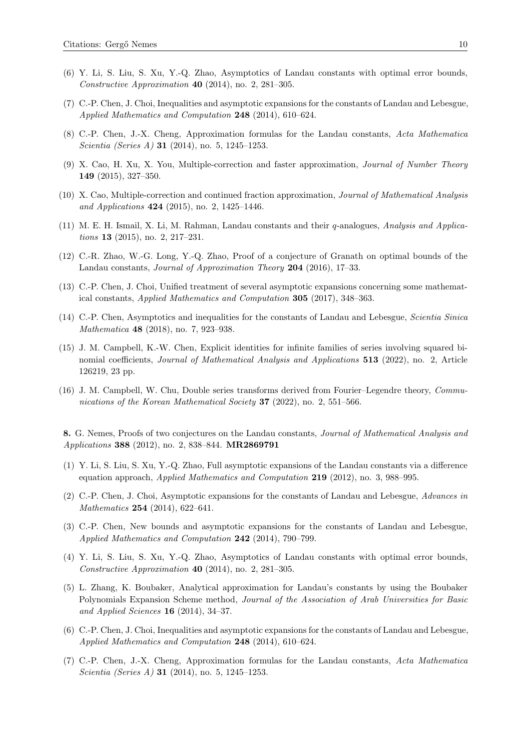(6) Y. Li, S. Liu, S. Xu, Y.-Q. Zhao, Asymptotics of Landau constants with optimal error bounds, *Constructive Approximation* **40** (2014), no. 2, 281–305.

(7) C.-P. Chen, J. Choi, Inequalities and asymptotic expansions for the constants of Landau and Lebesgue, *Applied Mathematics and Computation* **248** (2014), 610–624.

(8) C.-P. Chen, J.-X. Cheng, Approximation formulas for the Landau constants, *Acta Mathematica Scientia (Series A)* **31** (2014), no. 5, 1245–1253.

(9) X. Cao, H. Xu, X. You, Multiple-correction and faster approximation, *Journal of Number Theory* **149** (2015), 327–350.

(10) X. Cao, Multiple-correction and continued fraction approximation, *Journal of Mathematical Analysis and Applications* **424** (2015), no. 2, 1425–1446.

(11) M. E. H. Ismail, X. Li, M. Rahman, Landau constants and their $q$-analogues, *Analysis and Applications* **13** (2015), no. 2, 217–231.

(12) C.-R. Zhao, W.-G. Long, Y.-Q. Zhao, Proof of a conjecture of Granath on optimal bounds of the Landau constants, *Journal of Approximation Theory* **204** (2016), 17–33.

(13) C.-P. Chen, J. Choi, Unified treatment of several asymptotic expansions concerning some mathematical constants, *Applied Mathematics and Computation* **305** (2017), 348–363.

(14) C.-P. Chen, Asymptotics and inequalities for the constants of Landau and Lebesgue, *Scientia Sinica Mathematica* **48** (2018), no. 7, 923–938.

(15) J. M. Campbell, K.-W. Chen, Explicit identities for infinite families of series involving squared binomial coefficients, *Journal of Mathematical Analysis and Applications* **513** (2022), no. 2, Article 126219, 23 pp.

(16) J. M. Campbell, W. Chu, Double series transforms derived from Fourier–Legendre theory, *Communications of the Korean Mathematical Society* **37** (2022), no. 2, 551–566.

**8.** G. Nemes, Proofs of two conjectures on the Landau constants, *Journal of Mathematical Analysis and Applications* **388** (2012), no. 2, 838–844. **MR2869791**

(1) Y. Li, S. Liu, S. Xu, Y.-Q. Zhao, Full asymptotic expansions of the Landau constants via a difference equation approach, *Applied Mathematics and Computation* **219** (2012), no. 3, 988–995.

(2) C.-P. Chen, J. Choi, Asymptotic expansions for the constants of Landau and Lebesgue, *Advances in Mathematics* **254** (2014), 622–641.

(3) C.-P. Chen, New bounds and asymptotic expansions for the constants of Landau and Lebesgue, *Applied Mathematics and Computation* **242** (2014), 790–799.

(4) Y. Li, S. Liu, S. Xu, Y.-Q. Zhao, Asymptotics of Landau constants with optimal error bounds, *Constructive Approximation* **40** (2014), no. 2, 281–305.

(5) L. Zhang, K. Boubaker, Analytical approximation for Landau's constants by using the Boubaker Polynomials Expansion Scheme method, *Journal of the Association of Arab Universities for Basic and Applied Sciences* **16** (2014), 34–37.

(6) C.-P. Chen, J. Choi, Inequalities and asymptotic expansions for the constants of Landau and Lebesgue, *Applied Mathematics and Computation* **248** (2014), 610–624.

(7) C.-P. Chen, J.-X. Cheng, Approximation formulas for the Landau constants, *Acta Mathematica Scientia (Series A)* **31** (2014), no. 5, 1245–1253.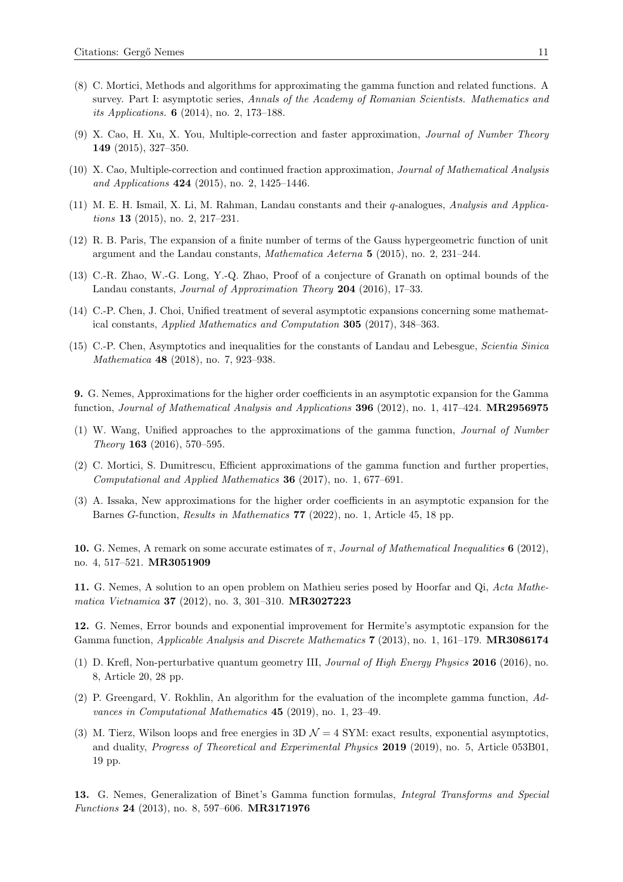(8) C. Mortici, Methods and algorithms for approximating the gamma function and related functions. A survey. Part I: asymptotic series, *Annals of the Academy of Romanian Scientists. Mathematics and its Applications.* **6** (2014), no. 2, 173–188.

(9) X. Cao, H. Xu, X. You, Multiple-correction and faster approximation, *Journal of Number Theory* **149** (2015), 327–350.

(10) X. Cao, Multiple-correction and continued fraction approximation, *Journal of Mathematical Analysis and Applications* **424** (2015), no. 2, 1425–1446.

(11) M. E. H. Ismail, X. Li, M. Rahman, Landau constants and their $q$-analogues, *Analysis and Applications* **13** (2015), no. 2, 217–231.

(12) R. B. Paris, The expansion of a finite number of terms of the Gauss hypergeometric function of unit argument and the Landau constants, *Mathematica Aeterna* **5** (2015), no. 2, 231–244.

(13) C.-R. Zhao, W.-G. Long, Y.-Q. Zhao, Proof of a conjecture of Granath on optimal bounds of the Landau constants, *Journal of Approximation Theory* **204** (2016), 17–33.

(14) C.-P. Chen, J. Choi, Unified treatment of several asymptotic expansions concerning some mathematical constants, *Applied Mathematics and Computation* **305** (2017), 348–363.

(15) C.-P. Chen, Asymptotics and inequalities for the constants of Landau and Lebesgue, *Scientia Sinica Mathematica* **48** (2018), no. 7, 923–938.

**9.** G. Nemes, Approximations for the higher order coefficients in an asymptotic expansion for the Gamma function, *Journal of Mathematical Analysis and Applications* **396** (2012), no. 1, 417–424. **MR2956975**

(1) W. Wang, Unified approaches to the approximations of the gamma function, *Journal of Number Theory* **163** (2016), 570–595.

(2) C. Mortici, S. Dumitrescu, Efficient approximations of the gamma function and further properties, *Computational and Applied Mathematics* **36** (2017), no. 1, 677–691.

(3) A. Issaka, New approximations for the higher order coefficients in an asymptotic expansion for the Barnes $G$-function, *Results in Mathematics* **77** (2022), no. 1, Article 45, 18 pp.

**10.** G. Nemes, A remark on some accurate estimates of $\pi$, *Journal of Mathematical Inequalities* **6** (2012), no. 4, 517–521. **MR3051909**

**11.** G. Nemes, A solution to an open problem on Mathieu series posed by Hoorfar and Qi, *Acta Mathematica Vietnamica* **37** (2012), no. 3, 301–310. **MR3027223**

**12.** G. Nemes, Error bounds and exponential improvement for Hermite's asymptotic expansion for the Gamma function, *Applicable Analysis and Discrete Mathematics* **7** (2013), no. 1, 161–179. **MR3086174**

(1) D. Krefl, Non-perturbative quantum geometry III, *Journal of High Energy Physics* **2016** (2016), no. 8, Article 20, 28 pp.

(2) P. Greengard, V. Rokhlin, An algorithm for the evaluation of the incomplete gamma function, *Advances in Computational Mathematics* **45** (2019), no. 1, 23–49.

(3) M. Tierz, Wilson loops and free energies in 3D $\mathcal{N} = 4$ SYM: exact results, exponential asymptotics, and duality, *Progress of Theoretical and Experimental Physics* **2019** (2019), no. 5, Article 053B01, 19 pp.

**13.** G. Nemes, Generalization of Binet's Gamma function formulas, *Integral Transforms and Special Functions* **24** (2013), no. 8, 597–606. **MR3171976**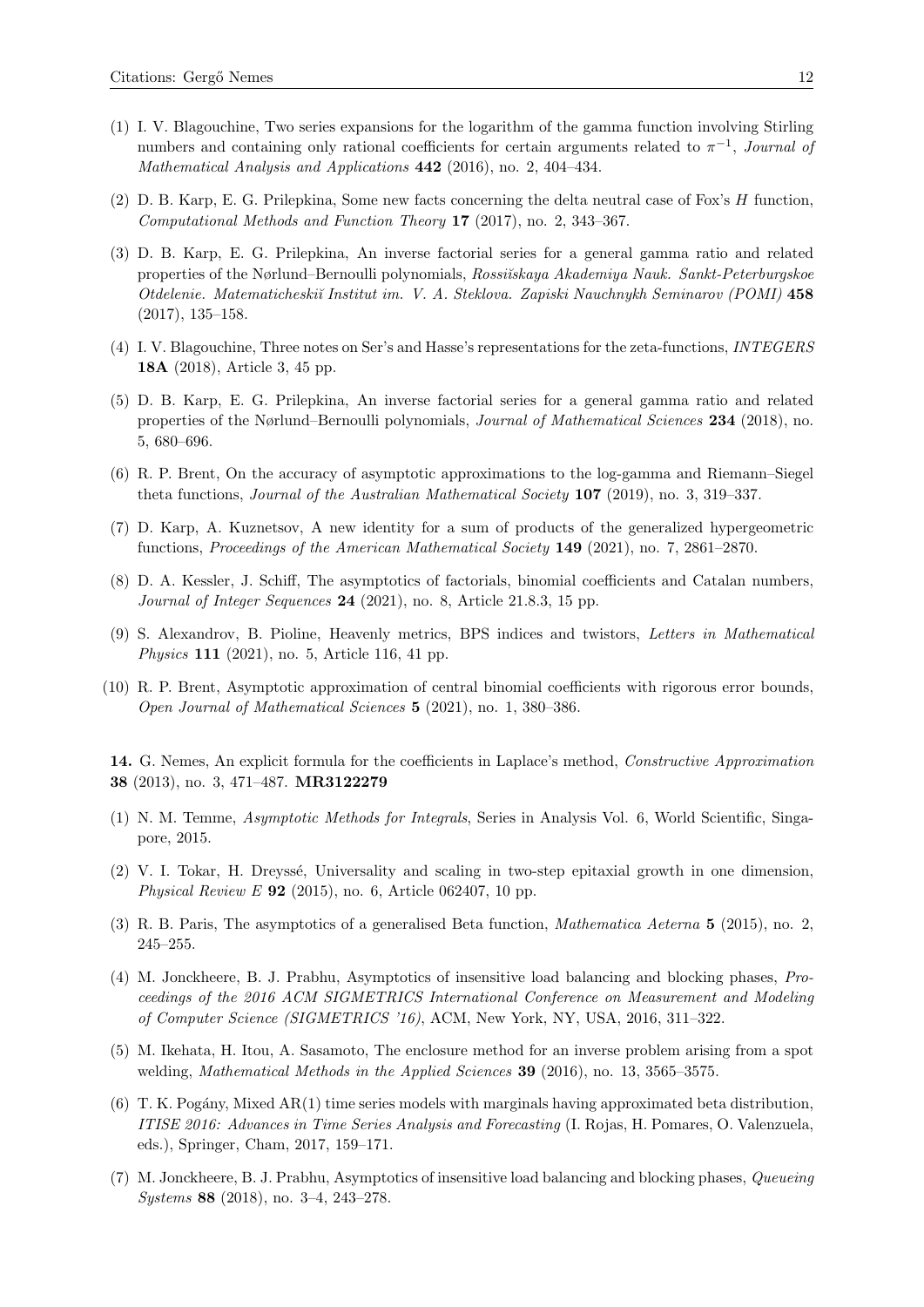(1) I. V. Blagouchine, Two series expansions for the logarithm of the gamma function involving Stirling numbers and containing only rational coefficients for certain arguments related to $\pi^{-1}$, *Journal of Mathematical Analysis and Applications* **442** (2016), no. 2, 404–434.

(2) D. B. Karp, E. G. Prilepkina, Some new facts concerning the delta neutral case of Fox's $H$ function, *Computational Methods and Function Theory* **17** (2017), no. 2, 343–367.

(3) D. B. Karp, E. G. Prilepkina, An inverse factorial series for a general gamma ratio and related properties of the Nørlund–Bernoulli polynomials, *Rossiĭskaya Akademiya Nauk. Sankt-Peterburgskoe Otdelenie. Matematicheskiĭ Institut im. V. A. Steklova. Zapiski Nauchnykh Seminarov (POMI)* **458** (2017), 135–158.

(4) I. V. Blagouchine, Three notes on Ser's and Hasse's representations for the zeta-functions, *INTEGERS* **18A** (2018), Article 3, 45 pp.

(5) D. B. Karp, E. G. Prilepkina, An inverse factorial series for a general gamma ratio and related properties of the Nørlund–Bernoulli polynomials, *Journal of Mathematical Sciences* **234** (2018), no. 5, 680–696.

(6) R. P. Brent, On the accuracy of asymptotic approximations to the log-gamma and Riemann–Siegel theta functions, *Journal of the Australian Mathematical Society* **107** (2019), no. 3, 319–337.

(7) D. Karp, A. Kuznetsov, A new identity for a sum of products of the generalized hypergeometric functions, *Proceedings of the American Mathematical Society* **149** (2021), no. 7, 2861–2870.

(8) D. A. Kessler, J. Schiff, The asymptotics of factorials, binomial coefficients and Catalan numbers, *Journal of Integer Sequences* **24** (2021), no. 8, Article 21.8.3, 15 pp.

(9) S. Alexandrov, B. Pioline, Heavenly metrics, BPS indices and twistors, *Letters in Mathematical Physics* **111** (2021), no. 5, Article 116, 41 pp.

(10) R. P. Brent, Asymptotic approximation of central binomial coefficients with rigorous error bounds, *Open Journal of Mathematical Sciences* **5** (2021), no. 1, 380–386.

**14.** G. Nemes, An explicit formula for the coefficients in Laplace's method, *Constructive Approximation* **38** (2013), no. 3, 471–487. **MR3122279**

(1) N. M. Temme, *Asymptotic Methods for Integrals*, Series in Analysis Vol. 6, World Scientific, Singapore, 2015.

(2) V. I. Tokar, H. Dreyssé, Universality and scaling in two-step epitaxial growth in one dimension, *Physical Review E* **92** (2015), no. 6, Article 062407, 10 pp.

(3) R. B. Paris, The asymptotics of a generalised Beta function, *Mathematica Aeterna* **5** (2015), no. 2, 245–255.

(4) M. Jonckheere, B. J. Prabhu, Asymptotics of insensitive load balancing and blocking phases, *Proceedings of the 2016 ACM SIGMETRICS International Conference on Measurement and Modeling of Computer Science (SIGMETRICS '16)*, ACM, New York, NY, USA, 2016, 311–322.

(5) M. Ikehata, H. Itou, A. Sasamoto, The enclosure method for an inverse problem arising from a spot welding, *Mathematical Methods in the Applied Sciences* **39** (2016), no. 13, 3565–3575.

(6) T. K. Pogány, Mixed AR(1) time series models with marginals having approximated beta distribution, *ITISE 2016: Advances in Time Series Analysis and Forecasting* (I. Rojas, H. Pomares, O. Valenzuela, eds.), Springer, Cham, 2017, 159–171.

(7) M. Jonckheere, B. J. Prabhu, Asymptotics of insensitive load balancing and blocking phases, *Queueing Systems* **88** (2018), no. 3–4, 243–278.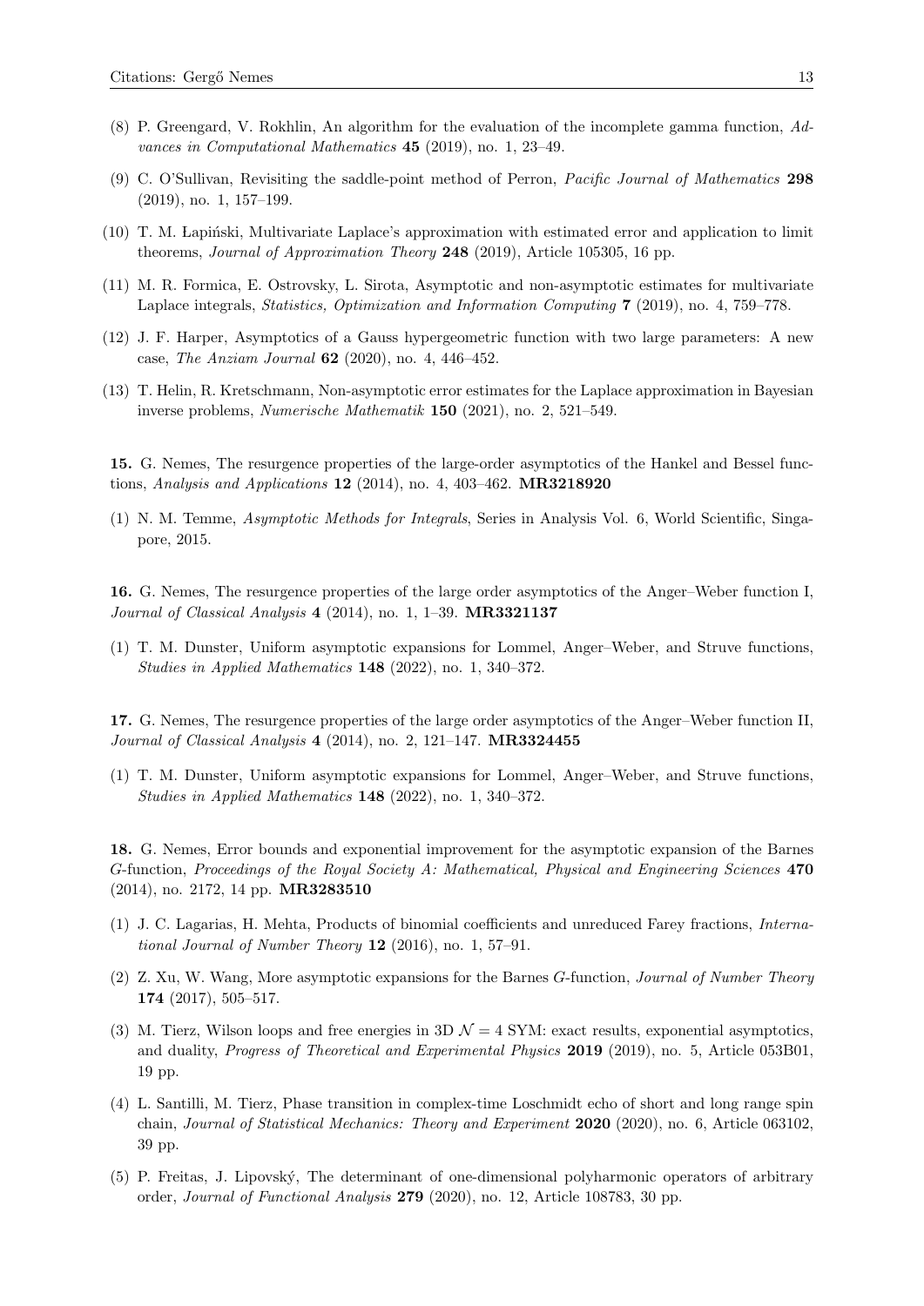(8) P. Greengard, V. Rokhlin, An algorithm for the evaluation of the incomplete gamma function, *Advances in Computational Mathematics* **45** (2019), no. 1, 23–49.

(9) C. O'Sullivan, Revisiting the saddle-point method of Perron, *Pacific Journal of Mathematics* **298** (2019), no. 1, 157–199.

(10) T. M. Łapiński, Multivariate Laplace's approximation with estimated error and application to limit theorems, *Journal of Approximation Theory* **248** (2019), Article 105305, 16 pp.

(11) M. R. Formica, E. Ostrovsky, L. Sirota, Asymptotic and non-asymptotic estimates for multivariate Laplace integrals, *Statistics, Optimization and Information Computing* **7** (2019), no. 4, 759–778.

(12) J. F. Harper, Asymptotics of a Gauss hypergeometric function with two large parameters: A new case, *The Anziam Journal* **62** (2020), no. 4, 446–452.

(13) T. Helin, R. Kretschmann, Non-asymptotic error estimates for the Laplace approximation in Bayesian inverse problems, *Numerische Mathematik* **150** (2021), no. 2, 521–549.

**15.** G. Nemes, The resurgence properties of the large-order asymptotics of the Hankel and Bessel functions, *Analysis and Applications* **12** (2014), no. 4, 403–462. **MR3218920**

(1) N. M. Temme, *Asymptotic Methods for Integrals*, Series in Analysis Vol. 6, World Scientific, Singapore, 2015.

**16.** G. Nemes, The resurgence properties of the large order asymptotics of the Anger–Weber function I, *Journal of Classical Analysis* **4** (2014), no. 1, 1–39. **MR3321137**

(1) T. M. Dunster, Uniform asymptotic expansions for Lommel, Anger–Weber, and Struve functions, *Studies in Applied Mathematics* **148** (2022), no. 1, 340–372.

**17.** G. Nemes, The resurgence properties of the large order asymptotics of the Anger–Weber function II, *Journal of Classical Analysis* **4** (2014), no. 2, 121–147. **MR3324455**

(1) T. M. Dunster, Uniform asymptotic expansions for Lommel, Anger–Weber, and Struve functions, *Studies in Applied Mathematics* **148** (2022), no. 1, 340–372.

**18.** G. Nemes, Error bounds and exponential improvement for the asymptotic expansion of the Barnes $G$-function, *Proceedings of the Royal Society A: Mathematical, Physical and Engineering Sciences* **470** (2014), no. 2172, 14 pp. **MR3283510**

(1) J. C. Lagarias, H. Mehta, Products of binomial coefficients and unreduced Farey fractions, *International Journal of Number Theory* **12** (2016), no. 1, 57–91.

(2) Z. Xu, W. Wang, More asymptotic expansions for the Barnes $G$-function, *Journal of Number Theory* **174** (2017), 505–517.

(3) M. Tierz, Wilson loops and free energies in 3D $\mathcal{N} = 4$ SYM: exact results, exponential asymptotics, and duality, *Progress of Theoretical and Experimental Physics* **2019** (2019), no. 5, Article 053B01, 19 pp.

(4) L. Santilli, M. Tierz, Phase transition in complex-time Loschmidt echo of short and long range spin chain, *Journal of Statistical Mechanics: Theory and Experiment* **2020** (2020), no. 6, Article 063102, 39 pp.

(5) P. Freitas, J. Lipovský, The determinant of one-dimensional polyharmonic operators of arbitrary order, *Journal of Functional Analysis* **279** (2020), no. 12, Article 108783, 30 pp.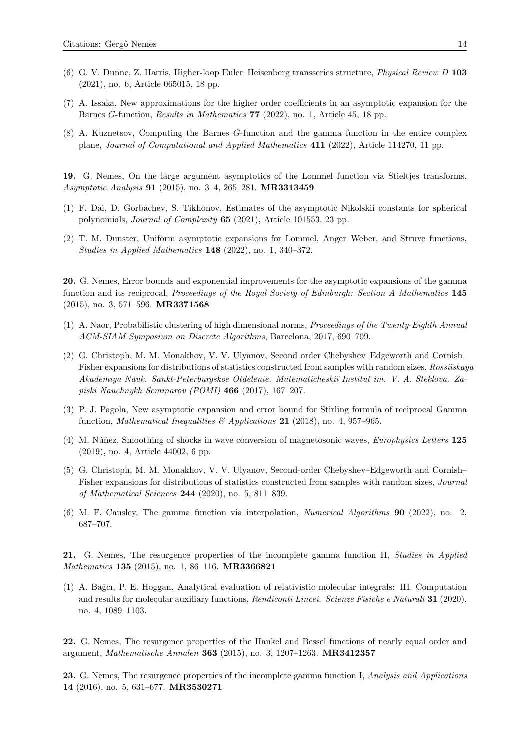(6) G. V. Dunne, Z. Harris, Higher-loop Euler–Heisenberg transseries structure, *Physical Review D* **103** (2021), no. 6, Article 065015, 18 pp.

(7) A. Issaka, New approximations for the higher order coefficients in an asymptotic expansion for the Barnes $G$-function, *Results in Mathematics* **77** (2022), no. 1, Article 45, 18 pp.

(8) A. Kuznetsov, Computing the Barnes $G$-function and the gamma function in the entire complex plane, *Journal of Computational and Applied Mathematics* **411** (2022), Article 114270, 11 pp.

**19.** G. Nemes, On the large argument asymptotics of the Lommel function via Stieltjes transforms, *Asymptotic Analysis* **91** (2015), no. 3–4, 265–281. **MR3313459**

(1) F. Dai, D. Gorbachev, S. Tikhonov, Estimates of the asymptotic Nikolskii constants for spherical polynomials, *Journal of Complexity* **65** (2021), Article 101553, 23 pp.

(2) T. M. Dunster, Uniform asymptotic expansions for Lommel, Anger–Weber, and Struve functions, *Studies in Applied Mathematics* **148** (2022), no. 1, 340–372.

**20.** G. Nemes, Error bounds and exponential improvements for the asymptotic expansions of the gamma function and its reciprocal, *Proceedings of the Royal Society of Edinburgh: Section A Mathematics* **145** (2015), no. 3, 571–596. **MR3371568**

(1) A. Naor, Probabilistic clustering of high dimensional norms, *Proceedings of the Twenty-Eighth Annual ACM-SIAM Symposium on Discrete Algorithms*, Barcelona, 2017, 690–709.

(2) G. Christoph, M. M. Monakhov, V. V. Ulyanov, Second order Chebyshev–Edgeworth and Cornish–Fisher expansions for distributions of statistics constructed from samples with random sizes, *Rossiĭskaya Akademiya Nauk. Sankt-Peterburgskoe Otdelenie. Matematicheskiĭ Institut im. V. A. Steklova. Zapiski Nauchnykh Seminarov (POMI)* **466** (2017), 167–207.

(3) P. J. Pagola, New asymptotic expansion and error bound for Stirling formula of reciprocal Gamma function, *Mathematical Inequalities & Applications* **21** (2018), no. 4, 957–965.

(4) M. Núñez, Smoothing of shocks in wave conversion of magnetosonic waves, *Europhysics Letters* **125** (2019), no. 4, Article 44002, 6 pp.

(5) G. Christoph, M. M. Monakhov, V. V. Ulyanov, Second-order Chebyshev–Edgeworth and Cornish–Fisher expansions for distributions of statistics constructed from samples with random sizes, *Journal of Mathematical Sciences* **244** (2020), no. 5, 811–839.

(6) M. F. Causley, The gamma function via interpolation, *Numerical Algorithms* **90** (2022), no. 2, 687–707.

**21.** G. Nemes, The resurgence properties of the incomplete gamma function II, *Studies in Applied Mathematics* **135** (2015), no. 1, 86–116. **MR3366821**

(1) A. Bağcı, P. E. Hoggan, Analytical evaluation of relativistic molecular integrals: III. Computation and results for molecular auxiliary functions, *Rendiconti Lincei. Scienze Fisiche e Naturali* **31** (2020), no. 4, 1089–1103.

**22.** G. Nemes, The resurgence properties of the Hankel and Bessel functions of nearly equal order and argument, *Mathematische Annalen* **363** (2015), no. 3, 1207–1263. **MR3412357**

**23.** G. Nemes, The resurgence properties of the incomplete gamma function I, *Analysis and Applications* **14** (2016), no. 5, 631–677. **MR3530271**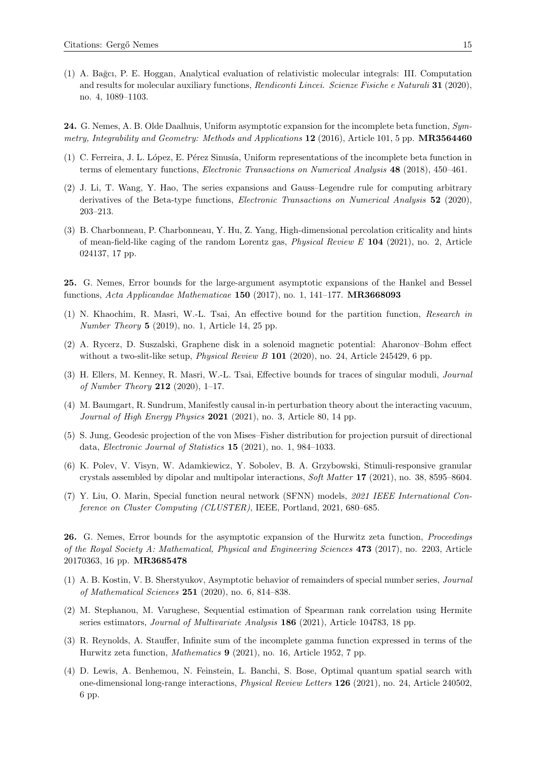(1) A. Bağcı, P. E. Hoggan, Analytical evaluation of relativistic molecular integrals: III. Computation and results for molecular auxiliary functions, *Rendiconti Lincei. Scienze Fisiche e Naturali* **31** (2020), no. 4, 1089–1103.

**24.** G. Nemes, A. B. Olde Daalhuis, Uniform asymptotic expansion for the incomplete beta function, *Symmetry, Integrability and Geometry: Methods and Applications* **12** (2016), Article 101, 5 pp. **MR3564460**

(1) C. Ferreira, J. L. López, E. Pérez Sinusía, Uniform representations of the incomplete beta function in terms of elementary functions, *Electronic Transactions on Numerical Analysis* **48** (2018), 450–461.

(2) J. Li, T. Wang, Y. Hao, The series expansions and Gauss–Legendre rule for computing arbitrary derivatives of the Beta-type functions, *Electronic Transactions on Numerical Analysis* **52** (2020), 203–213.

(3) B. Charbonneau, P. Charbonneau, Y. Hu, Z. Yang, High-dimensional percolation criticality and hints of mean-field-like caging of the random Lorentz gas, *Physical Review E* **104** (2021), no. 2, Article 024137, 17 pp.

**25.** G. Nemes, Error bounds for the large-argument asymptotic expansions of the Hankel and Bessel functions, *Acta Applicandae Mathematicae* **150** (2017), no. 1, 141–177. **MR3668093**

(1) N. Khaochim, R. Masri, W.-L. Tsai, An effective bound for the partition function, *Research in Number Theory* **5** (2019), no. 1, Article 14, 25 pp.

(2) A. Rycerz, D. Suszalski, Graphene disk in a solenoid magnetic potential: Aharonov–Bohm effect without a two-slit-like setup, *Physical Review B* **101** (2020), no. 24, Article 245429, 6 pp.

(3) H. Ellers, M. Kenney, R. Masri, W.-L. Tsai, Effective bounds for traces of singular moduli, *Journal of Number Theory* **212** (2020), 1–17.

(4) M. Baumgart, R. Sundrum, Manifestly causal in-in perturbation theory about the interacting vacuum, *Journal of High Energy Physics* **2021** (2021), no. 3, Article 80, 14 pp.

(5) S. Jung, Geodesic projection of the von Mises–Fisher distribution for projection pursuit of directional data, *Electronic Journal of Statistics* **15** (2021), no. 1, 984–1033.

(6) K. Polev, V. Visyn, W. Adamkiewicz, Y. Sobolev, B. A. Grzybowski, Stimuli-responsive granular crystals assembled by dipolar and multipolar interactions, *Soft Matter* **17** (2021), no. 38, 8595–8604.

(7) Y. Liu, O. Marin, Special function neural network (SFNN) models, *2021 IEEE International Conference on Cluster Computing (CLUSTER)*, IEEE, Portland, 2021, 680–685.

**26.** G. Nemes, Error bounds for the asymptotic expansion of the Hurwitz zeta function, *Proceedings of the Royal Society A: Mathematical, Physical and Engineering Sciences* **473** (2017), no. 2203, Article 20170363, 16 pp. **MR3685478**

(1) A. B. Kostin, V. B. Sherstyukov, Asymptotic behavior of remainders of special number series, *Journal of Mathematical Sciences* **251** (2020), no. 6, 814–838.

(2) M. Stephanou, M. Varughese, Sequential estimation of Spearman rank correlation using Hermite series estimators, *Journal of Multivariate Analysis* **186** (2021), Article 104783, 18 pp.

(3) R. Reynolds, A. Stauffer, Infinite sum of the incomplete gamma function expressed in terms of the Hurwitz zeta function, *Mathematics* **9** (2021), no. 16, Article 1952, 7 pp.

(4) D. Lewis, A. Benhemou, N. Feinstein, L. Banchi, S. Bose, Optimal quantum spatial search with one-dimensional long-range interactions, *Physical Review Letters* **126** (2021), no. 24, Article 240502, 6 pp.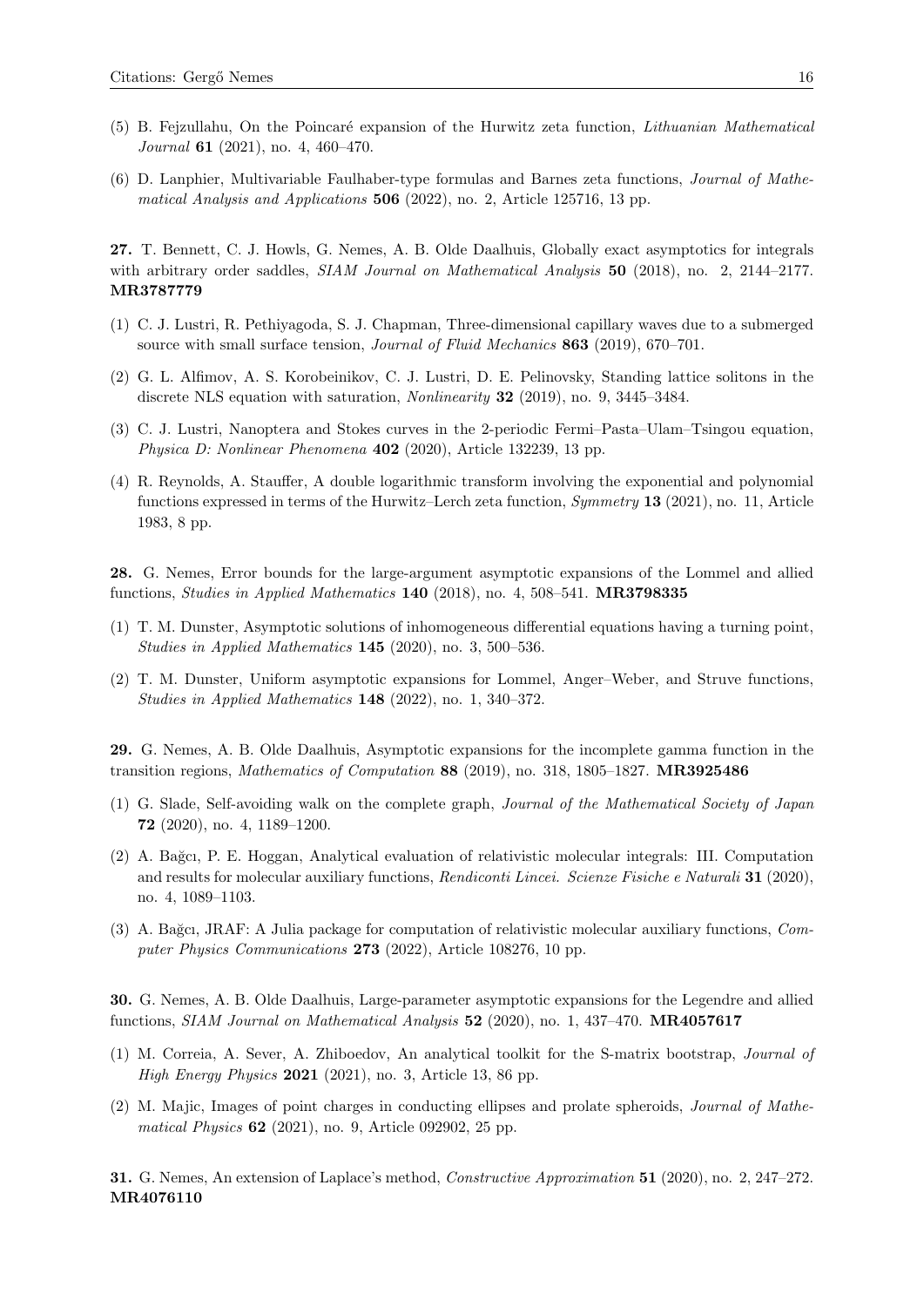(5) B. Fejzullahu, On the Poincaré expansion of the Hurwitz zeta function, *Lithuanian Mathematical Journal* **61** (2021), no. 4, 460–470.

(6) D. Lanphier, Multivariable Faulhaber-type formulas and Barnes zeta functions, *Journal of Mathematical Analysis and Applications* **506** (2022), no. 2, Article 125716, 13 pp.

**27.** T. Bennett, C. J. Howls, G. Nemes, A. B. Olde Daalhuis, Globally exact asymptotics for integrals with arbitrary order saddles, *SIAM Journal on Mathematical Analysis* **50** (2018), no. 2, 2144–2177. **MR3787779**

(1) C. J. Lustri, R. Pethiyagoda, S. J. Chapman, Three-dimensional capillary waves due to a submerged source with small surface tension, *Journal of Fluid Mechanics* **863** (2019), 670–701.

(2) G. L. Alfimov, A. S. Korobeinikov, C. J. Lustri, D. E. Pelinovsky, Standing lattice solitons in the discrete NLS equation with saturation, *Nonlinearity* **32** (2019), no. 9, 3445–3484.

(3) C. J. Lustri, Nanoptera and Stokes curves in the 2-periodic Fermi–Pasta–Ulam–Tsingou equation, *Physica D: Nonlinear Phenomena* **402** (2020), Article 132239, 13 pp.

(4) R. Reynolds, A. Stauffer, A double logarithmic transform involving the exponential and polynomial functions expressed in terms of the Hurwitz–Lerch zeta function, *Symmetry* **13** (2021), no. 11, Article 1983, 8 pp.

**28.** G. Nemes, Error bounds for the large-argument asymptotic expansions of the Lommel and allied functions, *Studies in Applied Mathematics* **140** (2018), no. 4, 508–541. **MR3798335**

(1) T. M. Dunster, Asymptotic solutions of inhomogeneous differential equations having a turning point, *Studies in Applied Mathematics* **145** (2020), no. 3, 500–536.

(2) T. M. Dunster, Uniform asymptotic expansions for Lommel, Anger–Weber, and Struve functions, *Studies in Applied Mathematics* **148** (2022), no. 1, 340–372.

**29.** G. Nemes, A. B. Olde Daalhuis, Asymptotic expansions for the incomplete gamma function in the transition regions, *Mathematics of Computation* **88** (2019), no. 318, 1805–1827. **MR3925486**

(1) G. Slade, Self-avoiding walk on the complete graph, *Journal of the Mathematical Society of Japan* **72** (2020), no. 4, 1189–1200.

(2) A. Bağcı, P. E. Hoggan, Analytical evaluation of relativistic molecular integrals: III. Computation and results for molecular auxiliary functions, *Rendiconti Lincei. Scienze Fisiche e Naturali* **31** (2020), no. 4, 1089–1103.

(3) A. Bağcı, JRAF: A Julia package for computation of relativistic molecular auxiliary functions, *Computer Physics Communications* **273** (2022), Article 108276, 10 pp.

**30.** G. Nemes, A. B. Olde Daalhuis, Large-parameter asymptotic expansions for the Legendre and allied functions, *SIAM Journal on Mathematical Analysis* **52** (2020), no. 1, 437–470. **MR4057617**

(1) M. Correia, A. Sever, A. Zhiboedov, An analytical toolkit for the S-matrix bootstrap, *Journal of High Energy Physics* **2021** (2021), no. 3, Article 13, 86 pp.

(2) M. Majic, Images of point charges in conducting ellipses and prolate spheroids, *Journal of Mathematical Physics* **62** (2021), no. 9, Article 092902, 25 pp.

**31.** G. Nemes, An extension of Laplace's method, *Constructive Approximation* **51** (2020), no. 2, 247–272. **MR4076110**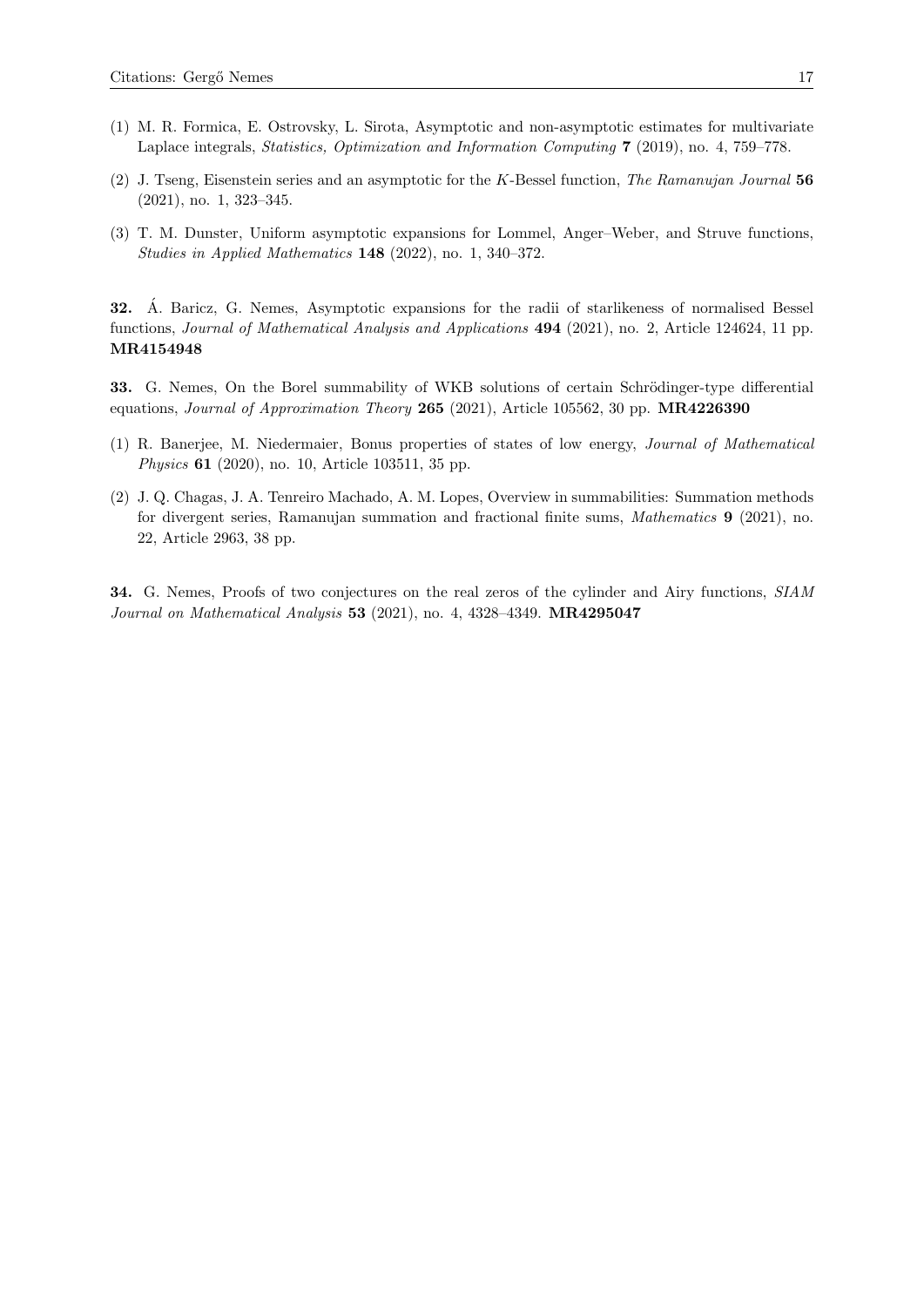(1) M. R. Formica, E. Ostrovsky, L. Sirota, Asymptotic and non-asymptotic estimates for multivariate Laplace integrals, *Statistics, Optimization and Information Computing* **7** (2019), no. 4, 759–778.

(2) J. Tseng, Eisenstein series and an asymptotic for the $K$-Bessel function, *The Ramanujan Journal* **56** (2021), no. 1, 323–345.

(3) T. M. Dunster, Uniform asymptotic expansions for Lommel, Anger–Weber, and Struve functions, *Studies in Applied Mathematics* **148** (2022), no. 1, 340–372.

**32.** Á. Baricz, G. Nemes, Asymptotic expansions for the radii of starlikeness of normalised Bessel functions, *Journal of Mathematical Analysis and Applications* **494** (2021), no. 2, Article 124624, 11 pp. **MR4154948**

**33.** G. Nemes, On the Borel summability of WKB solutions of certain Schrödinger-type differential equations, *Journal of Approximation Theory* **265** (2021), Article 105562, 30 pp. **MR4226390**

(1) R. Banerjee, M. Niedermaier, Bonus properties of states of low energy, *Journal of Mathematical Physics* **61** (2020), no. 10, Article 103511, 35 pp.

(2) J. Q. Chagas, J. A. Tenreiro Machado, A. M. Lopes, Overview in summabilities: Summation methods for divergent series, Ramanujan summation and fractional finite sums, *Mathematics* **9** (2021), no. 22, Article 2963, 38 pp.

**34.** G. Nemes, Proofs of two conjectures on the real zeros of the cylinder and Airy functions, *SIAM Journal on Mathematical Analysis* **53** (2021), no. 4, 4328–4349. **MR4295047**